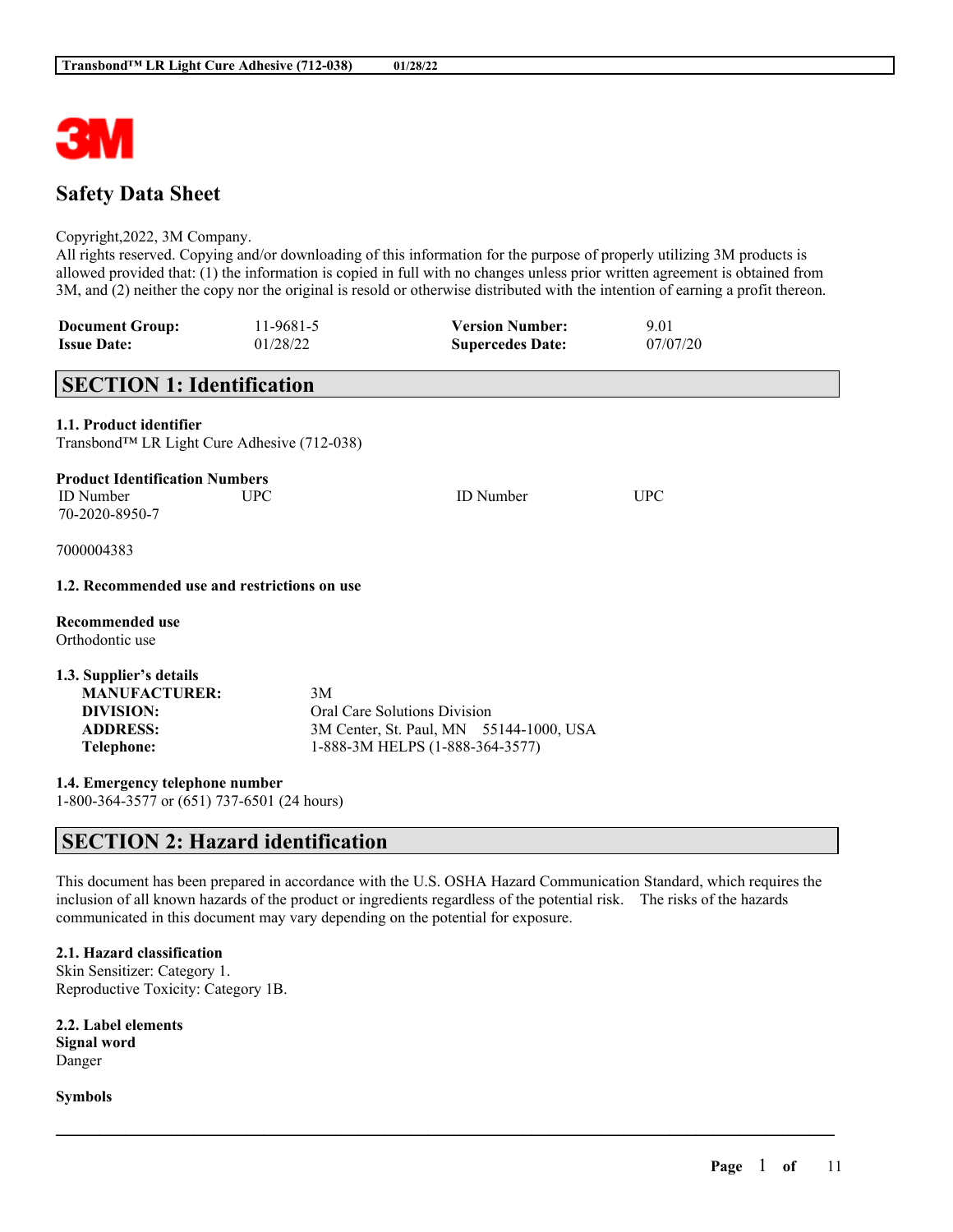# Safety Data Sheet

Copyright,2022, 3M Company.
All rights reserved. Copying and/or downloading of this information for the purpose of properly utilizing 3M products is allowed provided that: (1) the information is copied in full with no changes unless prior written agreement is obtained from 3M, and (2) neither the copy nor the original is resold or otherwise distributed with the intention of earning a profit thereon.

| | | | |
|---|---|---|---|
| **Document Group:** | 11-9681-5 | **Version Number:** | 9.01 |
| **Issue Date:** | 01/28/22 | **Supercedes Date:** | 07/07/20 |

## SECTION 1: Identification

### 1.1. Product identifier

Transbond™ LR Light Cure Adhesive (712-038)

**Product Identification Numbers**

| ID Number | UPC | ID Number | UPC |
|---|---|---|---|
| 70-2020-8950-7 | | | |

7000004383

### 1.2. Recommended use and restrictions on use

**Recommended use**
Orthodontic use

### 1.3. Supplier's details

| | |
|---|---|
| **MANUFACTURER:** | 3M |
| **DIVISION:** | Oral Care Solutions Division |
| **ADDRESS:** | 3M Center, St. Paul, MN 55144-1000, USA |
| **Telephone:** | 1-888-3M HELPS (1-888-364-3577) |

### 1.4. Emergency telephone number

1-800-364-3577 or (651) 737-6501 (24 hours)

## SECTION 2: Hazard identification

This document has been prepared in accordance with the U.S. OSHA Hazard Communication Standard, which requires the inclusion of all known hazards of the product or ingredients regardless of the potential risk. The risks of the hazards communicated in this document may vary depending on the potential for exposure.

### 2.1. Hazard classification

Skin Sensitizer: Category 1.
Reproductive Toxicity: Category 1B.

### 2.2. Label elements

**Signal word**
Danger

**Symbols**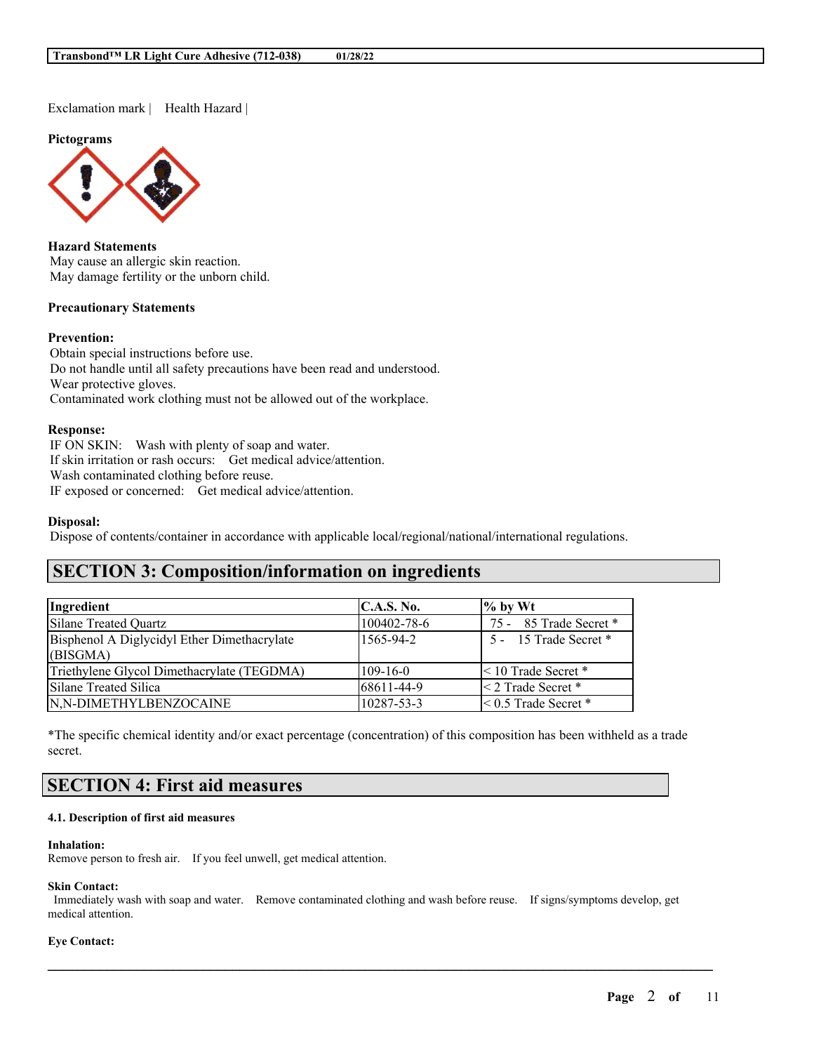Exclamation mark | Health Hazard |

**Pictograms**

**Hazard Statements**
May cause an allergic skin reaction.
May damage fertility or the unborn child.

**Precautionary Statements**

**Prevention:**
Obtain special instructions before use.
Do not handle until all safety precautions have been read and understood.
Wear protective gloves.
Contaminated work clothing must not be allowed out of the workplace.

**Response:**
IF ON SKIN: Wash with plenty of soap and water.
If skin irritation or rash occurs: Get medical advice/attention.
Wash contaminated clothing before reuse.
IF exposed or concerned: Get medical advice/attention.

**Disposal:**
Dispose of contents/container in accordance with applicable local/regional/national/international regulations.

## SECTION 3: Composition/information on ingredients

| Ingredient | C.A.S. No. | % by Wt |
|---|---|---|
| Silane Treated Quartz | 100402-78-6 | 75 - 85 Trade Secret * |
| Bisphenol A Diglycidyl Ether Dimethacrylate (BISGMA) | 1565-94-2 | 5 - 15 Trade Secret * |
| Triethylene Glycol Dimethacrylate (TEGDMA) | 109-16-0 | < 10 Trade Secret * |
| Silane Treated Silica | 68611-44-9 | < 2 Trade Secret * |
| N,N-DIMETHYLBENZOCAINE | 10287-53-3 | < 0.5 Trade Secret * |

*The specific chemical identity and/or exact percentage (concentration) of this composition has been withheld as a trade secret.

## SECTION 4: First aid measures

#### 4.1. Description of first aid measures

**Inhalation:**
Remove person to fresh air. If you feel unwell, get medical attention.

**Skin Contact:**
Immediately wash with soap and water. Remove contaminated clothing and wash before reuse. If signs/symptoms develop, get medical attention.

**Eye Contact:**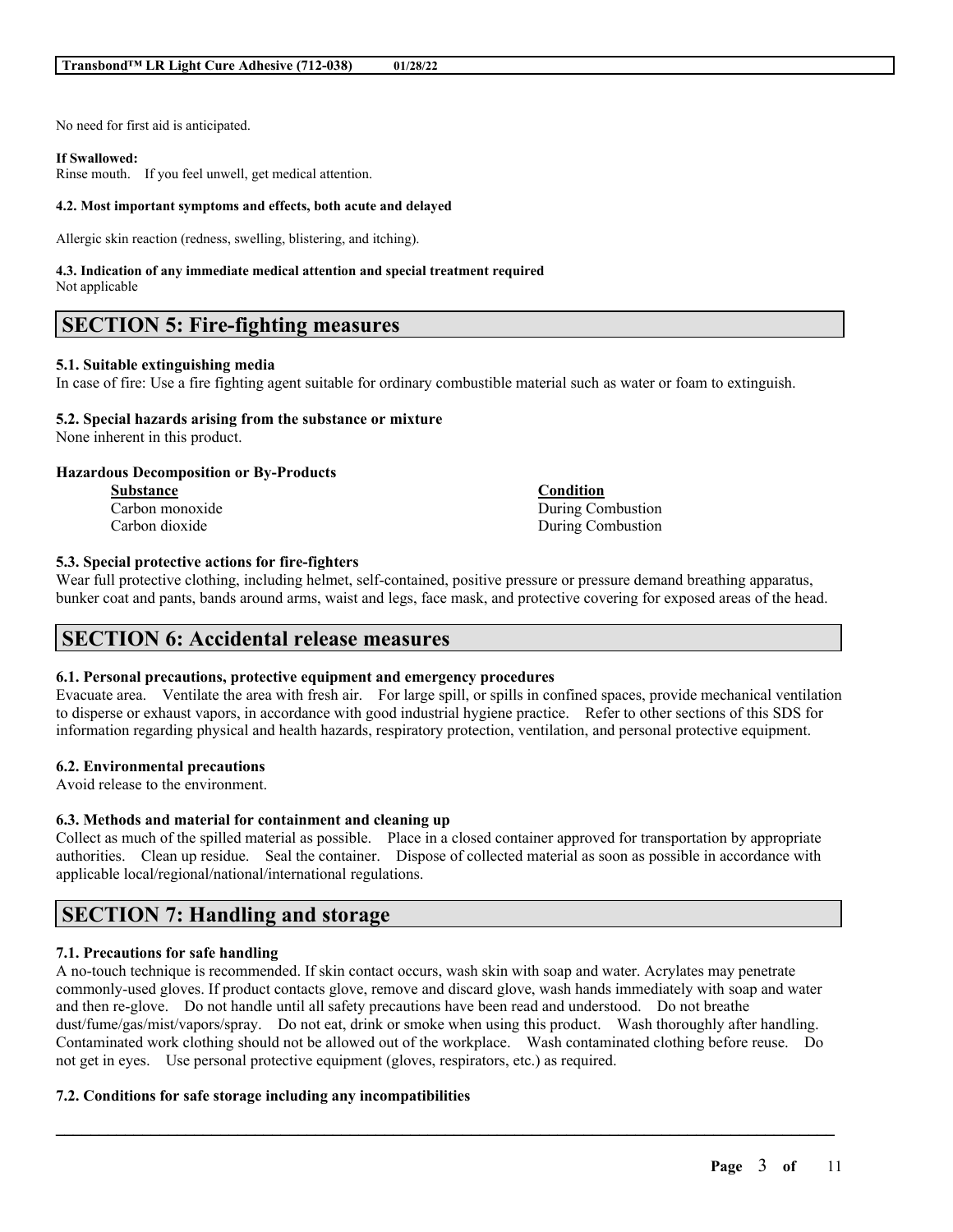No need for first aid is anticipated.

**If Swallowed:**
Rinse mouth. If you feel unwell, get medical attention.

**4.2. Most important symptoms and effects, both acute and delayed**

Allergic skin reaction (redness, swelling, blistering, and itching).

**4.3. Indication of any immediate medical attention and special treatment required**
Not applicable

## SECTION 5: Fire-fighting measures

**5.1. Suitable extinguishing media**
In case of fire: Use a fire fighting agent suitable for ordinary combustible material such as water or foam to extinguish.

**5.2. Special hazards arising from the substance or mixture**
None inherent in this product.

**Hazardous Decomposition or By-Products**

| Substance | Condition |
| --- | --- |
| Carbon monoxide | During Combustion |
| Carbon dioxide | During Combustion |

**5.3. Special protective actions for fire-fighters**
Wear full protective clothing, including helmet, self-contained, positive pressure or pressure demand breathing apparatus, bunker coat and pants, bands around arms, waist and legs, face mask, and protective covering for exposed areas of the head.

## SECTION 6: Accidental release measures

**6.1. Personal precautions, protective equipment and emergency procedures**
Evacuate area. Ventilate the area with fresh air. For large spill, or spills in confined spaces, provide mechanical ventilation to disperse or exhaust vapors, in accordance with good industrial hygiene practice. Refer to other sections of this SDS for information regarding physical and health hazards, respiratory protection, ventilation, and personal protective equipment.

**6.2. Environmental precautions**
Avoid release to the environment.

**6.3. Methods and material for containment and cleaning up**
Collect as much of the spilled material as possible. Place in a closed container approved for transportation by appropriate authorities. Clean up residue. Seal the container. Dispose of collected material as soon as possible in accordance with applicable local/regional/national/international regulations.

## SECTION 7: Handling and storage

**7.1. Precautions for safe handling**
A no-touch technique is recommended. If skin contact occurs, wash skin with soap and water. Acrylates may penetrate commonly-used gloves. If product contacts glove, remove and discard glove, wash hands immediately with soap and water and then re-glove. Do not handle until all safety precautions have been read and understood. Do not breathe dust/fume/gas/mist/vapors/spray. Do not eat, drink or smoke when using this product. Wash thoroughly after handling. Contaminated work clothing should not be allowed out of the workplace. Wash contaminated clothing before reuse. Do not get in eyes. Use personal protective equipment (gloves, respirators, etc.) as required.

**7.2. Conditions for safe storage including any incompatibilities**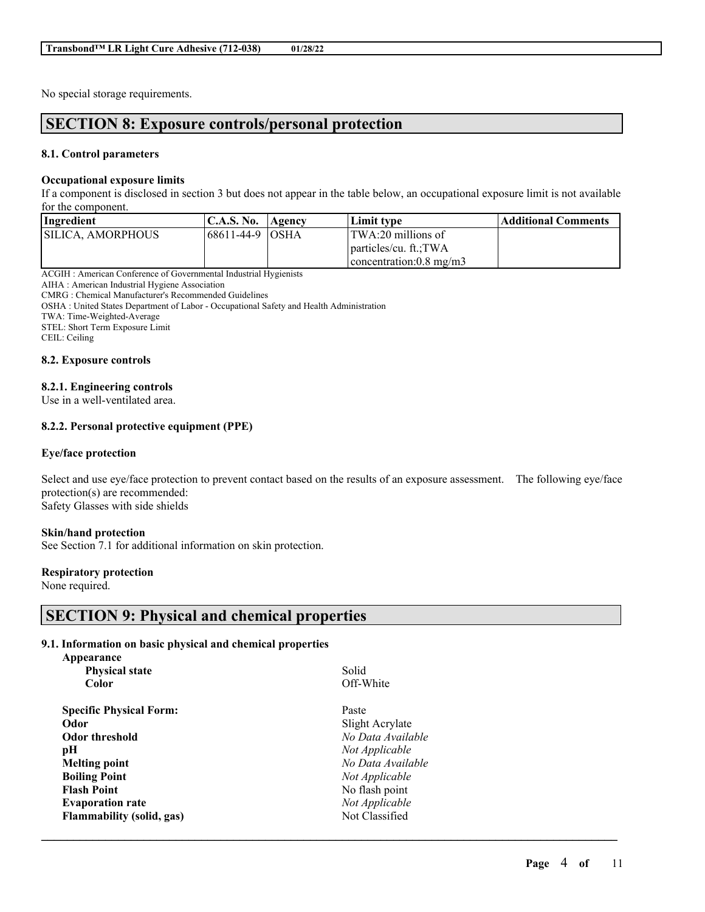No special storage requirements.

## SECTION 8: Exposure controls/personal protection

### 8.1. Control parameters

**Occupational exposure limits**

If a component is disclosed in section 3 but does not appear in the table below, an occupational exposure limit is not available for the component.

| Ingredient | C.A.S. No. | Agency | Limit type | Additional Comments |
|---|---|---|---|---|
| SILICA, AMORPHOUS | 68611-44-9 | OSHA | TWA:20 millions of particles/cu. ft.;TWA concentration:0.8 mg/m3 | |

ACGIH : American Conference of Governmental Industrial Hygienists
AIHA : American Industrial Hygiene Association
CMRG : Chemical Manufacturer's Recommended Guidelines
OSHA : United States Department of Labor - Occupational Safety and Health Administration
TWA: Time-Weighted-Average
STEL: Short Term Exposure Limit
CEIL: Ceiling

### 8.2. Exposure controls

#### 8.2.1. Engineering controls

Use in a well-ventilated area.

#### 8.2.2. Personal protective equipment (PPE)

**Eye/face protection**

Select and use eye/face protection to prevent contact based on the results of an exposure assessment. The following eye/face protection(s) are recommended:
Safety Glasses with side shields

**Skin/hand protection**

See Section 7.1 for additional information on skin protection.

**Respiratory protection**

None required.

## SECTION 9: Physical and chemical properties

### 9.1. Information on basic physical and chemical properties

**Appearance**

| | |
|---|---|
| **Physical state** | Solid |
| **Color** | Off-White |
| **Specific Physical Form:** | Paste |
| **Odor** | Slight Acrylate |
| **Odor threshold** | *No Data Available* |
| **pH** | *Not Applicable* |
| **Melting point** | *No Data Available* |
| **Boiling Point** | *Not Applicable* |
| **Flash Point** | No flash point |
| **Evaporation rate** | *Not Applicable* |
| **Flammability (solid, gas)** | Not Classified |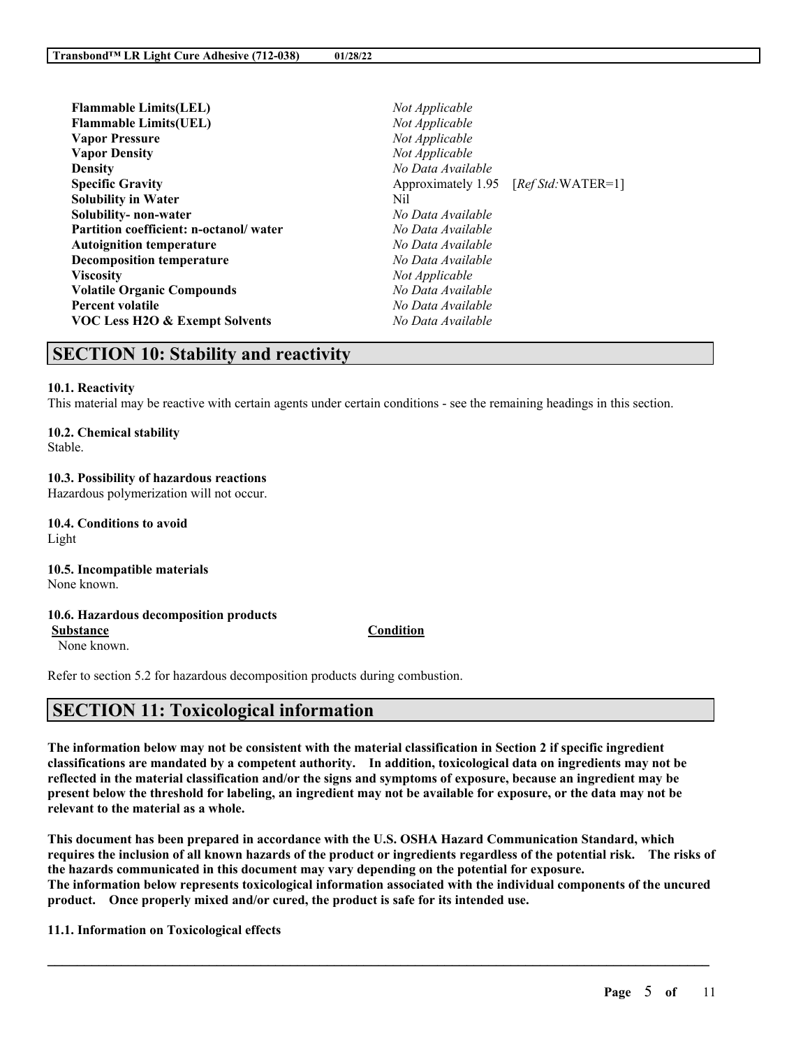| | |
|---|---|
| **Flammable Limits(LEL)** | *Not Applicable* |
| **Flammable Limits(UEL)** | *Not Applicable* |
| **Vapor Pressure** | *Not Applicable* |
| **Vapor Density** | *Not Applicable* |
| **Density** | *No Data Available* |
| **Specific Gravity** | Approximately 1.95 [*Ref Std:*WATER=1] |
| **Solubility in Water** | Nil |
| **Solubility- non-water** | *No Data Available* |
| **Partition coefficient: n-octanol/ water** | *No Data Available* |
| **Autoignition temperature** | *No Data Available* |
| **Decomposition temperature** | *No Data Available* |
| **Viscosity** | *Not Applicable* |
| **Volatile Organic Compounds** | *No Data Available* |
| **Percent volatile** | *No Data Available* |
| **VOC Less H2O & Exempt Solvents** | *No Data Available* |

## SECTION 10: Stability and reactivity

**10.1. Reactivity**
This material may be reactive with certain agents under certain conditions - see the remaining headings in this section.

**10.2. Chemical stability**
Stable.

**10.3. Possibility of hazardous reactions**
Hazardous polymerization will not occur.

**10.4. Conditions to avoid**
Light

**10.5. Incompatible materials**
None known.

**10.6. Hazardous decomposition products**

| Substance | Condition |
|---|---|
| None known. | |

Refer to section 5.2 for hazardous decomposition products during combustion.

## SECTION 11: Toxicological information

**The information below may not be consistent with the material classification in Section 2 if specific ingredient classifications are mandated by a competent authority. In addition, toxicological data on ingredients may not be reflected in the material classification and/or the signs and symptoms of exposure, because an ingredient may be present below the threshold for labeling, an ingredient may not be available for exposure, or the data may not be relevant to the material as a whole.**

**This document has been prepared in accordance with the U.S. OSHA Hazard Communication Standard, which requires the inclusion of all known hazards of the product or ingredients regardless of the potential risk. The risks of the hazards communicated in this document may vary depending on the potential for exposure.**
**The information below represents toxicological information associated with the individual components of the uncured product. Once properly mixed and/or cured, the product is safe for its intended use.**

**11.1. Information on Toxicological effects**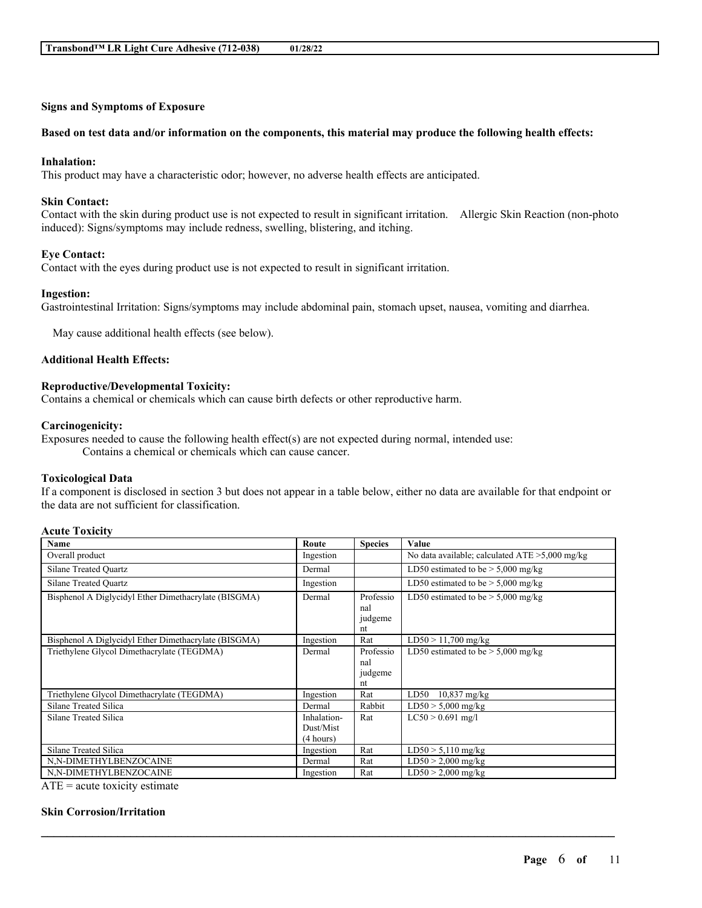**Signs and Symptoms of Exposure**

**Based on test data and/or information on the components, this material may produce the following health effects:**

**Inhalation:**
This product may have a characteristic odor; however, no adverse health effects are anticipated.

**Skin Contact:**
Contact with the skin during product use is not expected to result in significant irritation. Allergic Skin Reaction (non-photo induced): Signs/symptoms may include redness, swelling, blistering, and itching.

**Eye Contact:**
Contact with the eyes during product use is not expected to result in significant irritation.

**Ingestion:**
Gastrointestinal Irritation: Signs/symptoms may include abdominal pain, stomach upset, nausea, vomiting and diarrhea.

May cause additional health effects (see below).

**Additional Health Effects:**

**Reproductive/Developmental Toxicity:**
Contains a chemical or chemicals which can cause birth defects or other reproductive harm.

**Carcinogenicity:**
Exposures needed to cause the following health effect(s) are not expected during normal, intended use:
Contains a chemical or chemicals which can cause cancer.

**Toxicological Data**
If a component is disclosed in section 3 but does not appear in a table below, either no data are available for that endpoint or the data are not sufficient for classification.

**Acute Toxicity**

| Name | Route | Species | Value |
|---|---|---|---|
| Overall product | Ingestion | | No data available; calculated ATE >5,000 mg/kg |
| Silane Treated Quartz | Dermal | | LD50 estimated to be > 5,000 mg/kg |
| Silane Treated Quartz | Ingestion | | LD50 estimated to be > 5,000 mg/kg |
| Bisphenol A Diglycidyl Ether Dimethacrylate (BISGMA) | Dermal | Professional judgement | LD50 estimated to be > 5,000 mg/kg |
| Bisphenol A Diglycidyl Ether Dimethacrylate (BISGMA) | Ingestion | Rat | LD50 > 11,700 mg/kg |
| Triethylene Glycol Dimethacrylate (TEGDMA) | Dermal | Professional judgement | LD50 estimated to be > 5,000 mg/kg |
| Triethylene Glycol Dimethacrylate (TEGDMA) | Ingestion | Rat | LD50 10,837 mg/kg |
| Silane Treated Silica | Dermal | Rabbit | LD50 > 5,000 mg/kg |
| Silane Treated Silica | Inhalation-Dust/Mist (4 hours) | Rat | LC50 > 0.691 mg/l |
| Silane Treated Silica | Ingestion | Rat | LD50 > 5,110 mg/kg |
| N,N-DIMETHYLBENZOCAINE | Dermal | Rat | LD50 > 2,000 mg/kg |
| N,N-DIMETHYLBENZOCAINE | Ingestion | Rat | LD50 > 2,000 mg/kg |

ATE = acute toxicity estimate

**Skin Corrosion/Irritation**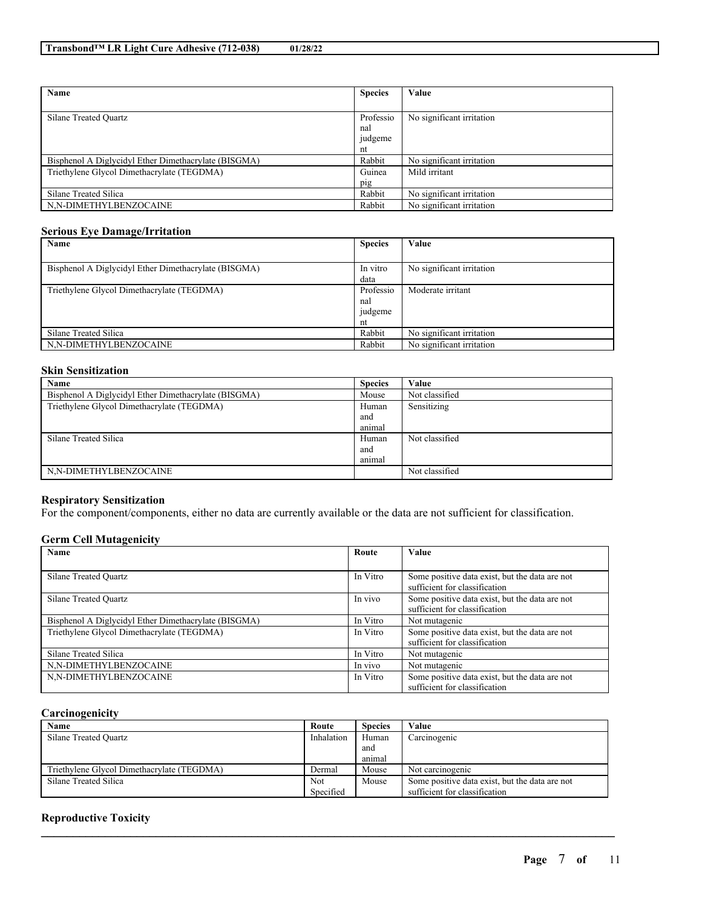| Name | Species | Value |
| --- | --- | --- |
| Silane Treated Quartz | Professional judgement | No significant irritation |
| Bisphenol A Diglycidyl Ether Dimethacrylate (BISGMA) | Rabbit | No significant irritation |
| Triethylene Glycol Dimethacrylate (TEGDMA) | Guinea pig | Mild irritant |
| Silane Treated Silica | Rabbit | No significant irritation |
| N,N-DIMETHYLBENZOCAINE | Rabbit | No significant irritation |

### Serious Eye Damage/Irritation

| Name | Species | Value |
| --- | --- | --- |
| Bisphenol A Diglycidyl Ether Dimethacrylate (BISGMA) | In vitro data | No significant irritation |
| Triethylene Glycol Dimethacrylate (TEGDMA) | Professional judgement | Moderate irritant |
| Silane Treated Silica | Rabbit | No significant irritation |
| N,N-DIMETHYLBENZOCAINE | Rabbit | No significant irritation |

### Skin Sensitization

| Name | Species | Value |
| --- | --- | --- |
| Bisphenol A Diglycidyl Ether Dimethacrylate (BISGMA) | Mouse | Not classified |
| Triethylene Glycol Dimethacrylate (TEGDMA) | Human and animal | Sensitizing |
| Silane Treated Silica | Human and animal | Not classified |
| N,N-DIMETHYLBENZOCAINE | | Not classified |

### Respiratory Sensitization

For the component/components, either no data are currently available or the data are not sufficient for classification.

### Germ Cell Mutagenicity

| Name | Route | Value |
| --- | --- | --- |
| Silane Treated Quartz | In Vitro | Some positive data exist, but the data are not sufficient for classification |
| Silane Treated Quartz | In vivo | Some positive data exist, but the data are not sufficient for classification |
| Bisphenol A Diglycidyl Ether Dimethacrylate (BISGMA) | In Vitro | Not mutagenic |
| Triethylene Glycol Dimethacrylate (TEGDMA) | In Vitro | Some positive data exist, but the data are not sufficient for classification |
| Silane Treated Silica | In Vitro | Not mutagenic |
| N,N-DIMETHYLBENZOCAINE | In vivo | Not mutagenic |
| N,N-DIMETHYLBENZOCAINE | In Vitro | Some positive data exist, but the data are not sufficient for classification |

### Carcinogenicity

| Name | Route | Species | Value |
| --- | --- | --- | --- |
| Silane Treated Quartz | Inhalation | Human and animal | Carcinogenic |
| Triethylene Glycol Dimethacrylate (TEGDMA) | Dermal | Mouse | Not carcinogenic |
| Silane Treated Silica | Not Specified | Mouse | Some positive data exist, but the data are not sufficient for classification |

### Reproductive Toxicity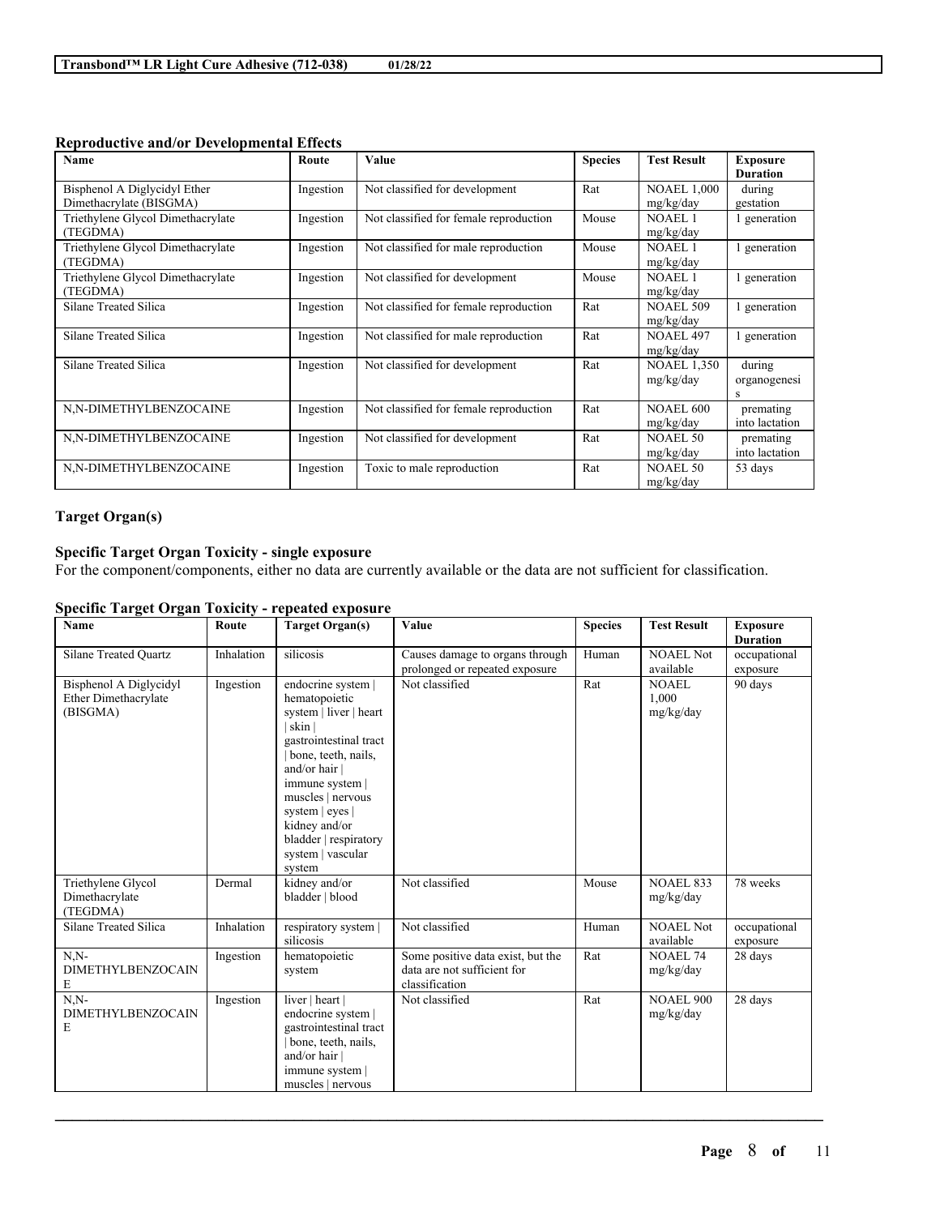**Reproductive and/or Developmental Effects**

| Name | Route | Value | Species | Test Result | Exposure Duration |
|---|---|---|---|---|---|
| Bisphenol A Diglycidyl Ether Dimethacrylate (BISGMA) | Ingestion | Not classified for development | Rat | NOAEL 1,000 mg/kg/day | during gestation |
| Triethylene Glycol Dimethacrylate (TEGDMA) | Ingestion | Not classified for female reproduction | Mouse | NOAEL 1 mg/kg/day | 1 generation |
| Triethylene Glycol Dimethacrylate (TEGDMA) | Ingestion | Not classified for male reproduction | Mouse | NOAEL 1 mg/kg/day | 1 generation |
| Triethylene Glycol Dimethacrylate (TEGDMA) | Ingestion | Not classified for development | Mouse | NOAEL 1 mg/kg/day | 1 generation |
| Silane Treated Silica | Ingestion | Not classified for female reproduction | Rat | NOAEL 509 mg/kg/day | 1 generation |
| Silane Treated Silica | Ingestion | Not classified for male reproduction | Rat | NOAEL 497 mg/kg/day | 1 generation |
| Silane Treated Silica | Ingestion | Not classified for development | Rat | NOAEL 1,350 mg/kg/day | during organogenesis |
| N,N-DIMETHYLBENZOCAINE | Ingestion | Not classified for female reproduction | Rat | NOAEL 600 mg/kg/day | premating into lactation |
| N,N-DIMETHYLBENZOCAINE | Ingestion | Not classified for development | Rat | NOAEL 50 mg/kg/day | premating into lactation |
| N,N-DIMETHYLBENZOCAINE | Ingestion | Toxic to male reproduction | Rat | NOAEL 50 mg/kg/day | 53 days |

### Target Organ(s)

**Specific Target Organ Toxicity - single exposure**

For the component/components, either no data are currently available or the data are not sufficient for classification.

**Specific Target Organ Toxicity - repeated exposure**

| Name | Route | Target Organ(s) | Value | Species | Test Result | Exposure Duration |
|---|---|---|---|---|---|---|
| Silane Treated Quartz | Inhalation | silicosis | Causes damage to organs through prolonged or repeated exposure | Human | NOAEL Not available | occupational exposure |
| Bisphenol A Diglycidyl Ether Dimethacrylate (BISGMA) | Ingestion | endocrine system \| hematopoietic system \| liver \| heart \| skin \| gastrointestinal tract \| bone, teeth, nails, and/or hair \| immune system \| muscles \| nervous system \| eyes \| kidney and/or bladder \| respiratory system \| vascular system | Not classified | Rat | NOAEL 1,000 mg/kg/day | 90 days |
| Triethylene Glycol Dimethacrylate (TEGDMA) | Dermal | kidney and/or bladder \| blood | Not classified | Mouse | NOAEL 833 mg/kg/day | 78 weeks |
| Silane Treated Silica | Inhalation | respiratory system \| silicosis | Not classified | Human | NOAEL Not available | occupational exposure |
| N,N-DIMETHYLBENZOCAINE | Ingestion | hematopoietic system | Some positive data exist, but the data are not sufficient for classification | Rat | NOAEL 74 mg/kg/day | 28 days |
| N,N-DIMETHYLBENZOCAINE | Ingestion | liver \| heart \| endocrine system \| gastrointestinal tract \| bone, teeth, nails, and/or hair \| immune system \| muscles \| nervous | Not classified | Rat | NOAEL 900 mg/kg/day | 28 days |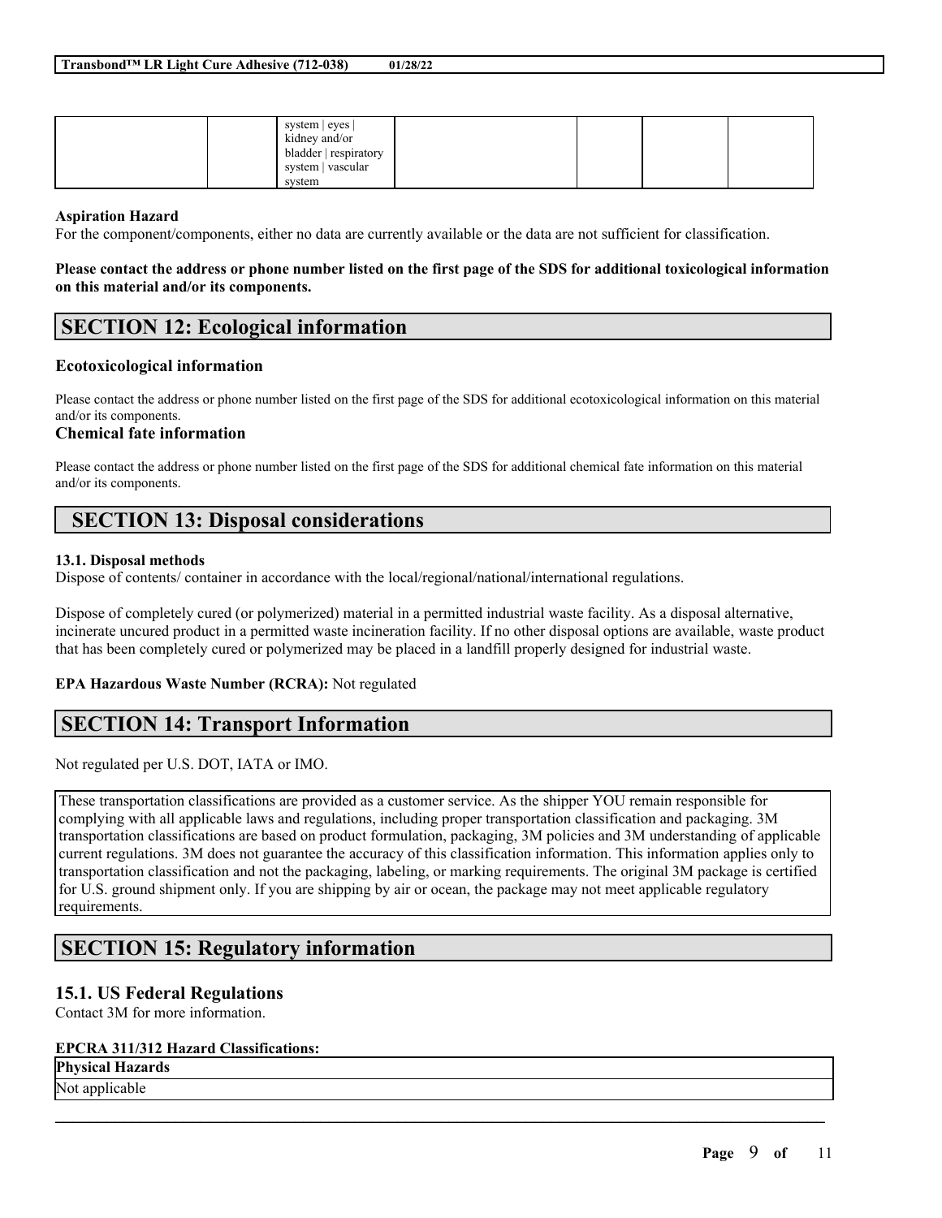| | | system \| eyes \| kidney and/or bladder \| respiratory system \| vascular system | | | | |
|---|---|---|---|---|---|---|

**Aspiration Hazard**

For the component/components, either no data are currently available or the data are not sufficient for classification.

**Please contact the address or phone number listed on the first page of the SDS for additional toxicological information on this material and/or its components.**

## SECTION 12: Ecological information

### Ecotoxicological information

Please contact the address or phone number listed on the first page of the SDS for additional ecotoxicological information on this material and/or its components.

### Chemical fate information

Please contact the address or phone number listed on the first page of the SDS for additional chemical fate information on this material and/or its components.

## SECTION 13: Disposal considerations

**13.1. Disposal methods**

Dispose of contents/ container in accordance with the local/regional/national/international regulations.

Dispose of completely cured (or polymerized) material in a permitted industrial waste facility. As a disposal alternative, incinerate uncured product in a permitted waste incineration facility. If no other disposal options are available, waste product that has been completely cured or polymerized may be placed in a landfill properly designed for industrial waste.

**EPA Hazardous Waste Number (RCRA):** Not regulated

## SECTION 14: Transport Information

Not regulated per U.S. DOT, IATA or IMO.

These transportation classifications are provided as a customer service. As the shipper YOU remain responsible for complying with all applicable laws and regulations, including proper transportation classification and packaging. 3M transportation classifications are based on product formulation, packaging, 3M policies and 3M understanding of applicable current regulations. 3M does not guarantee the accuracy of this classification information. This information applies only to transportation classification and not the packaging, labeling, or marking requirements. The original 3M package is certified for U.S. ground shipment only. If you are shipping by air or ocean, the package may not meet applicable regulatory requirements.

## SECTION 15: Regulatory information

### 15.1. US Federal Regulations

Contact 3M for more information.

**EPCRA 311/312 Hazard Classifications:**

| Physical Hazards |
|---|
| Not applicable |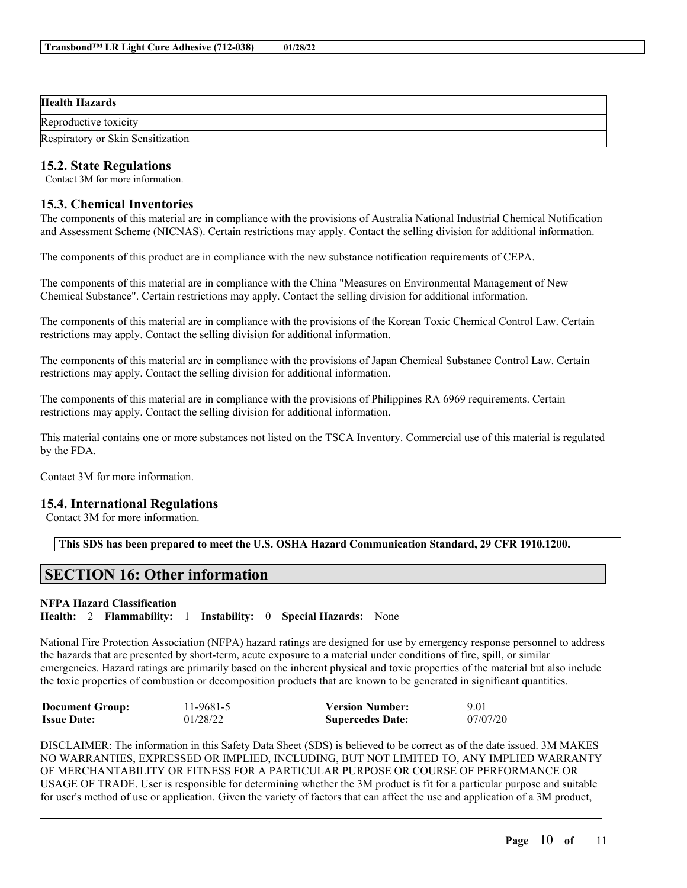| Health Hazards |
| --- |
| Reproductive toxicity |
| Respiratory or Skin Sensitization |

### 15.2. State Regulations

Contact 3M for more information.

### 15.3. Chemical Inventories

The components of this material are in compliance with the provisions of Australia National Industrial Chemical Notification and Assessment Scheme (NICNAS). Certain restrictions may apply. Contact the selling division for additional information.

The components of this product are in compliance with the new substance notification requirements of CEPA.

The components of this material are in compliance with the China "Measures on Environmental Management of New Chemical Substance". Certain restrictions may apply. Contact the selling division for additional information.

The components of this material are in compliance with the provisions of the Korean Toxic Chemical Control Law. Certain restrictions may apply. Contact the selling division for additional information.

The components of this material are in compliance with the provisions of Japan Chemical Substance Control Law. Certain restrictions may apply. Contact the selling division for additional information.

The components of this material are in compliance with the provisions of Philippines RA 6969 requirements. Certain restrictions may apply. Contact the selling division for additional information.

This material contains one or more substances not listed on the TSCA Inventory. Commercial use of this material is regulated by the FDA.

Contact 3M for more information.

### 15.4. International Regulations

Contact 3M for more information.

**This SDS has been prepared to meet the U.S. OSHA Hazard Communication Standard, 29 CFR 1910.1200.**

## SECTION 16: Other information

**NFPA Hazard Classification**

**Health:** 2 **Flammability:** 1 **Instability:** 0 **Special Hazards:** None

National Fire Protection Association (NFPA) hazard ratings are designed for use by emergency response personnel to address the hazards that are presented by short-term, acute exposure to a material under conditions of fire, spill, or similar emergencies. Hazard ratings are primarily based on the inherent physical and toxic properties of the material but also include the toxic properties of combustion or decomposition products that are known to be generated in significant quantities.

| **Document Group:** | 11-9681-5 | **Version Number:** | 9.01 |
| --- | --- | --- | --- |
| **Issue Date:** | 01/28/22 | **Supercedes Date:** | 07/07/20 |

DISCLAIMER: The information in this Safety Data Sheet (SDS) is believed to be correct as of the date issued. 3M MAKES NO WARRANTIES, EXPRESSED OR IMPLIED, INCLUDING, BUT NOT LIMITED TO, ANY IMPLIED WARRANTY OF MERCHANTABILITY OR FITNESS FOR A PARTICULAR PURPOSE OR COURSE OF PERFORMANCE OR USAGE OF TRADE. User is responsible for determining whether the 3M product is fit for a particular purpose and suitable for user's method of use or application. Given the variety of factors that can affect the use and application of a 3M product,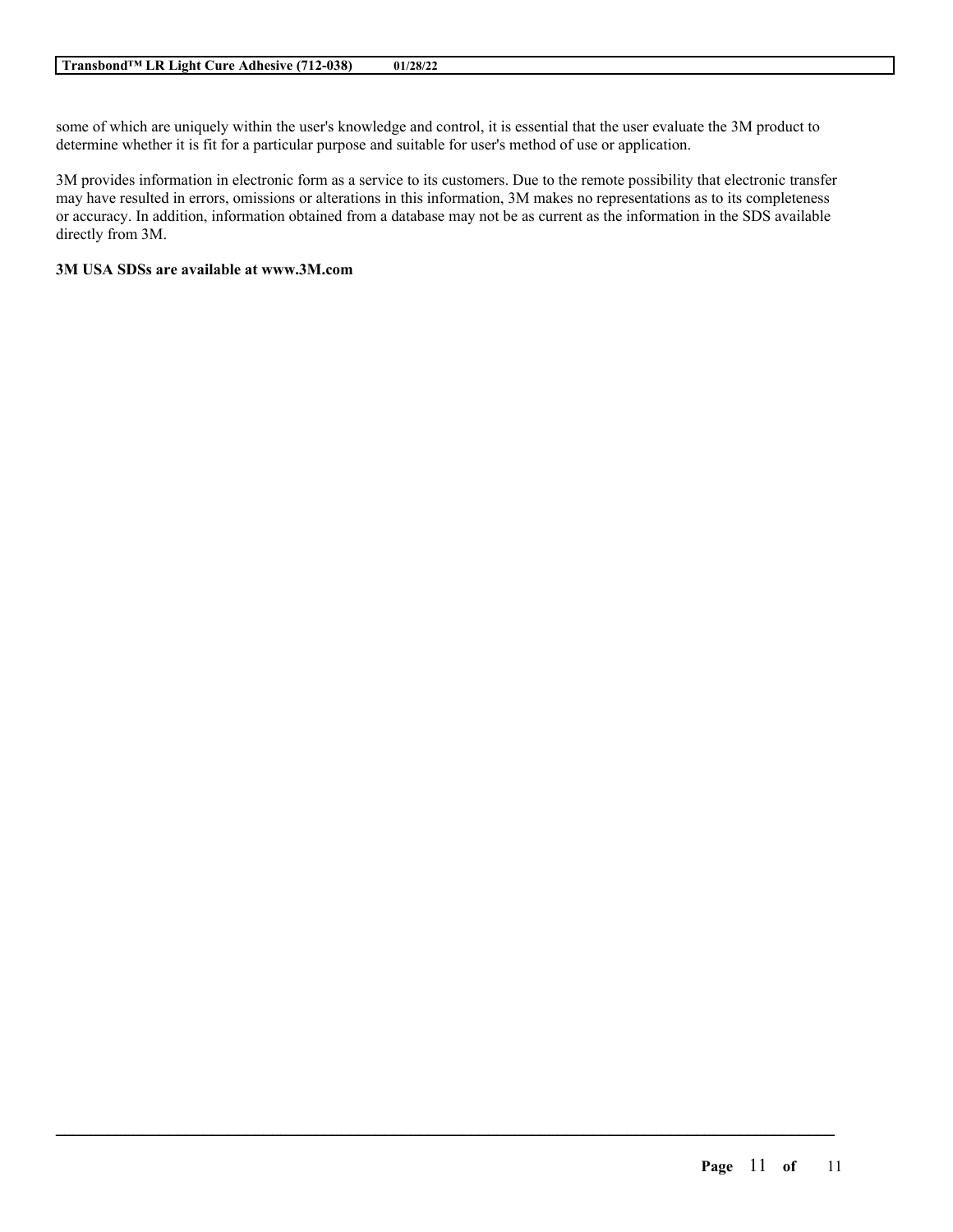some of which are uniquely within the user's knowledge and control, it is essential that the user evaluate the 3M product to determine whether it is fit for a particular purpose and suitable for user's method of use or application.

3M provides information in electronic form as a service to its customers. Due to the remote possibility that electronic transfer may have resulted in errors, omissions or alterations in this information, 3M makes no representations as to its completeness or accuracy. In addition, information obtained from a database may not be as current as the information in the SDS available directly from 3M.

**3M USA SDSs are available at www.3M.com**